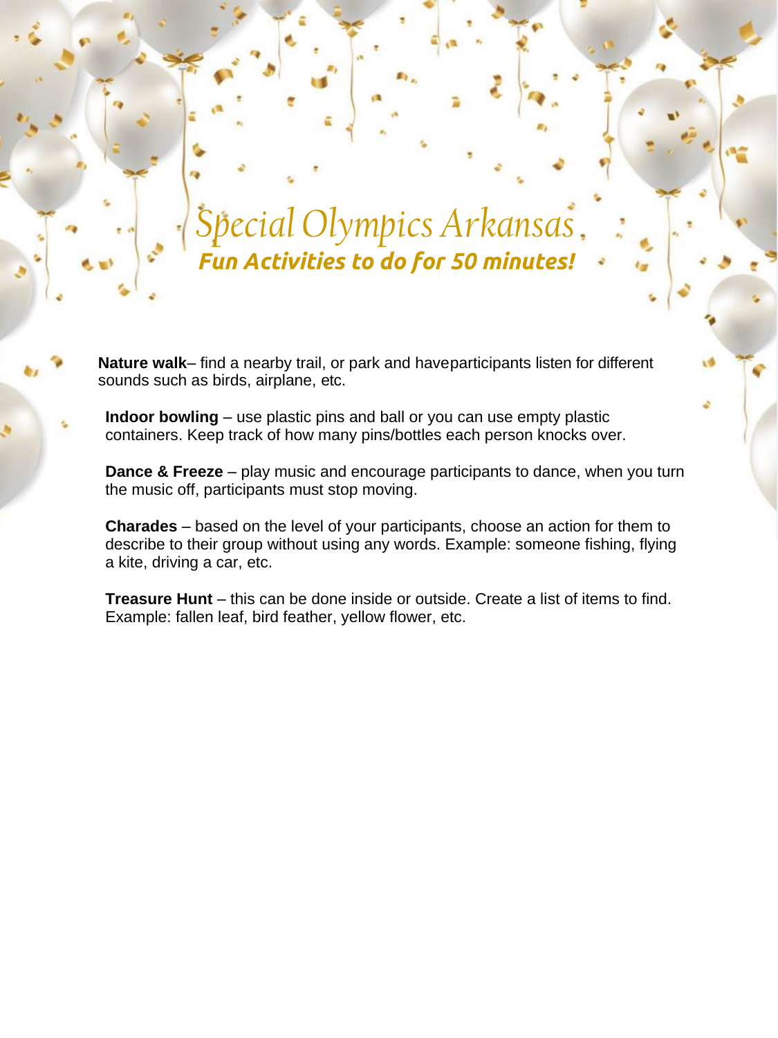# *Special Olympics Arkansas*

## ***Fun Activities to do for 50 minutes!***

**Nature walk**– find a nearby trail, or park and haveparticipants listen for different sounds such as birds, airplane, etc.

**Indoor bowling** – use plastic pins and ball or you can use empty plastic containers. Keep track of how many pins/bottles each person knocks over.

**Dance & Freeze** – play music and encourage participants to dance, when you turn the music off, participants must stop moving.

**Charades** – based on the level of your participants, choose an action for them to describe to their group without using any words. Example: someone fishing, flying a kite, driving a car, etc.

**Treasure Hunt** – this can be done inside or outside. Create a list of items to find. Example: fallen leaf, bird feather, yellow flower, etc.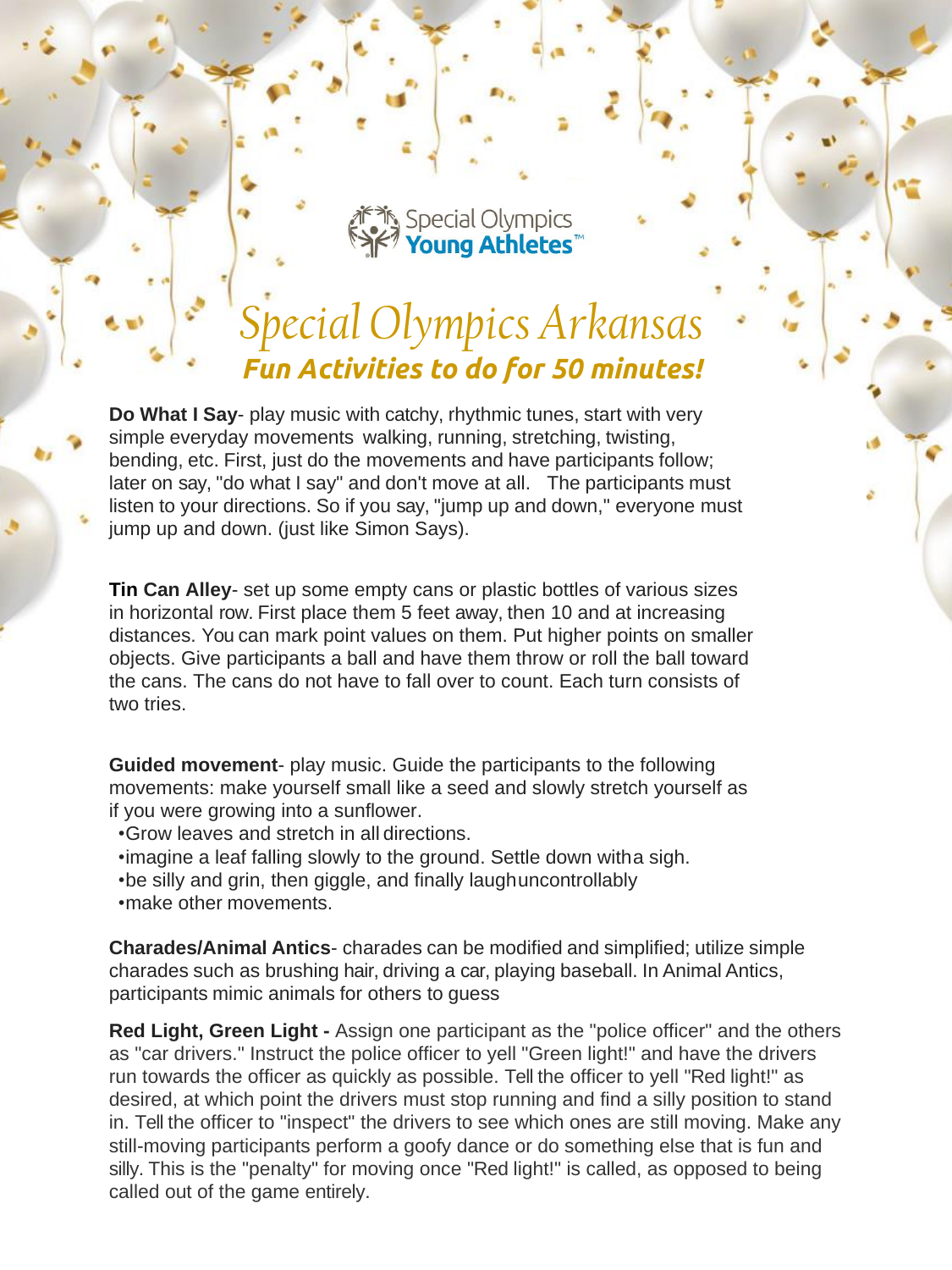Special Olympics Young Athletes™

# Special Olympics Arkansas

## *Fun Activities to do for 50 minutes!*

**Do What I Say**- play music with catchy, rhythmic tunes, start with very simple everyday movements walking, running, stretching, twisting, bending, etc. First, just do the movements and have participants follow; later on say, "do what I say" and don't move at all. The participants must listen to your directions. So if you say, "jump up and down," everyone must jump up and down. (just like Simon Says).

**Tin Can Alley**- set up some empty cans or plastic bottles of various sizes in horizontal row. First place them 5 feet away, then 10 and at increasing distances. You can mark point values on them. Put higher points on smaller objects. Give participants a ball and have them throw or roll the ball toward the cans. The cans do not have to fall over to count. Each turn consists of two tries.

**Guided movement**- play music. Guide the participants to the following movements: make yourself small like a seed and slowly stretch yourself as if you were growing into a sunflower.

- Grow leaves and stretch in all directions.
- imagine a leaf falling slowly to the ground. Settle down witha sigh.
- be silly and grin, then giggle, and finally laughuncontrollably
- make other movements.

**Charades/Animal Antics**- charades can be modified and simplified; utilize simple charades such as brushing hair, driving a car, playing baseball. In Animal Antics, participants mimic animals for others to guess

**Red Light, Green Light -** Assign one participant as the "police officer" and the others as "car drivers." Instruct the police officer to yell "Green light!" and have the drivers run towards the officer as quickly as possible. Tell the officer to yell "Red light!" as desired, at which point the drivers must stop running and find a silly position to stand in. Tell the officer to "inspect" the drivers to see which ones are still moving. Make any still-moving participants perform a goofy dance or do something else that is fun and silly. This is the "penalty" for moving once "Red light!" is called, as opposed to being called out of the game entirely.